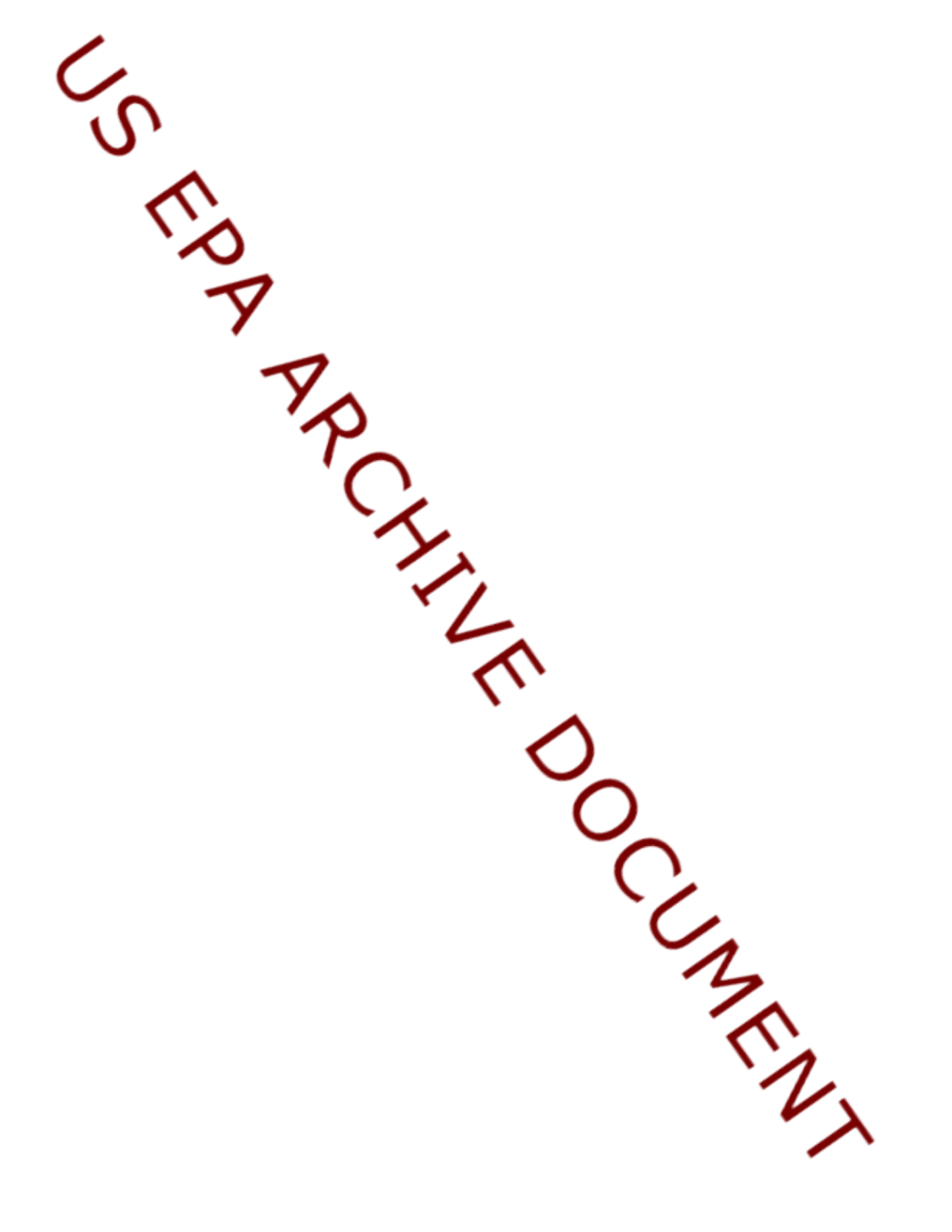US EPA ARCHIVE DOCUMENT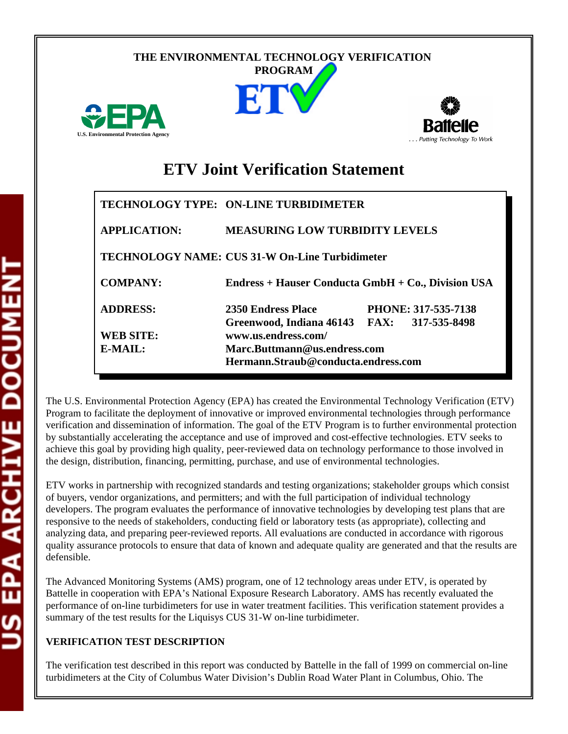THE ENVIRONMENTAL TECHNOLOGY VERIFICATION PROGRAM

# ETV Joint Verification Statement

| | |
|---|---|
| **TECHNOLOGY TYPE:** | **ON-LINE TURBIDIMETER** |
| **APPLICATION:** | **MEASURING LOW TURBIDITY LEVELS** |
| **TECHNOLOGY NAME:** | **CUS 31-W On-Line Turbidimeter** |
| **COMPANY:** | **Endress + Hauser Conducta GmbH + Co., Division USA** |
| **ADDRESS:** | **2350 Endress Place, Greenwood, Indiana 46143** — **PHONE: 317-535-7138**, **FAX: 317-535-8498** |
| **WEB SITE:** | **www.us.endress.com/** |
| **E-MAIL:** | **Marc.Buttmann@us.endress.com** <br> **Hermann.Straub@conducta.endress.com** |

The U.S. Environmental Protection Agency (EPA) has created the Environmental Technology Verification (ETV) Program to facilitate the deployment of innovative or improved environmental technologies through performance verification and dissemination of information. The goal of the ETV Program is to further environmental protection by substantially accelerating the acceptance and use of improved and cost-effective technologies. ETV seeks to achieve this goal by providing high quality, peer-reviewed data on technology performance to those involved in the design, distribution, financing, permitting, purchase, and use of environmental technologies.

ETV works in partnership with recognized standards and testing organizations; stakeholder groups which consist of buyers, vendor organizations, and permitters; and with the full participation of individual technology developers. The program evaluates the performance of innovative technologies by developing test plans that are responsive to the needs of stakeholders, conducting field or laboratory tests (as appropriate), collecting and analyzing data, and preparing peer-reviewed reports. All evaluations are conducted in accordance with rigorous quality assurance protocols to ensure that data of known and adequate quality are generated and that the results are defensible.

The Advanced Monitoring Systems (AMS) program, one of 12 technology areas under ETV, is operated by Battelle in cooperation with EPA's National Exposure Research Laboratory. AMS has recently evaluated the performance of on-line turbidimeters for use in water treatment facilities. This verification statement provides a summary of the test results for the Liquisys CUS 31-W on-line turbidimeter.

**VERIFICATION TEST DESCRIPTION**

The verification test described in this report was conducted by Battelle in the fall of 1999 on commercial on-line turbidimeters at the City of Columbus Water Division's Dublin Road Water Plant in Columbus, Ohio. The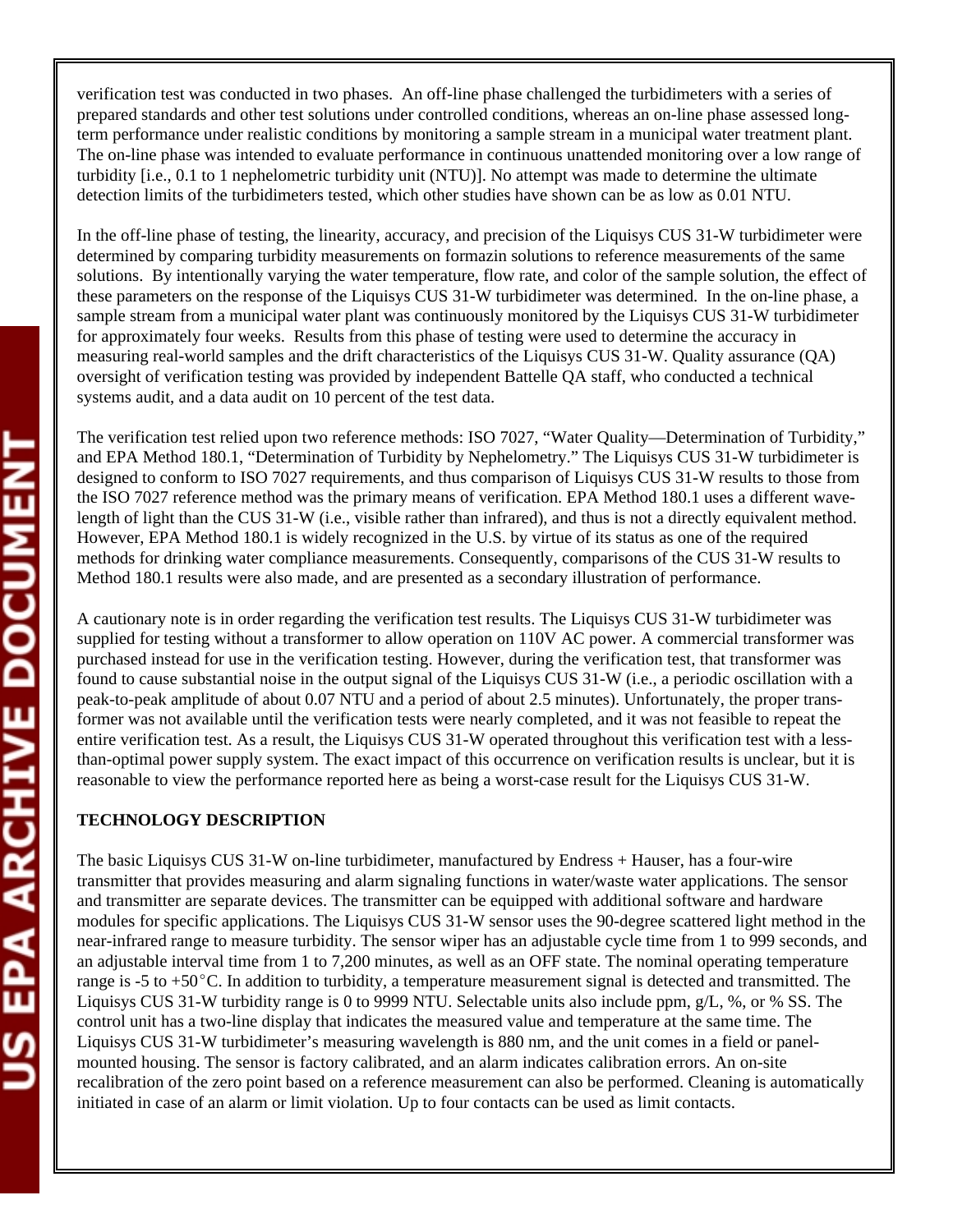verification test was conducted in two phases. An off-line phase challenged the turbidimeters with a series of prepared standards and other test solutions under controlled conditions, whereas an on-line phase assessed long-term performance under realistic conditions by monitoring a sample stream in a municipal water treatment plant. The on-line phase was intended to evaluate performance in continuous unattended monitoring over a low range of turbidity [i.e., 0.1 to 1 nephelometric turbidity unit (NTU)]. No attempt was made to determine the ultimate detection limits of the turbidimeters tested, which other studies have shown can be as low as 0.01 NTU.

In the off-line phase of testing, the linearity, accuracy, and precision of the Liquisys CUS 31-W turbidimeter were determined by comparing turbidity measurements on formazin solutions to reference measurements of the same solutions. By intentionally varying the water temperature, flow rate, and color of the sample solution, the effect of these parameters on the response of the Liquisys CUS 31-W turbidimeter was determined. In the on-line phase, a sample stream from a municipal water plant was continuously monitored by the Liquisys CUS 31-W turbidimeter for approximately four weeks. Results from this phase of testing were used to determine the accuracy in measuring real-world samples and the drift characteristics of the Liquisys CUS 31-W. Quality assurance (QA) oversight of verification testing was provided by independent Battelle QA staff, who conducted a technical systems audit, and a data audit on 10 percent of the test data.

The verification test relied upon two reference methods: ISO 7027, "Water Quality—Determination of Turbidity," and EPA Method 180.1, "Determination of Turbidity by Nephelometry." The Liquisys CUS 31-W turbidimeter is designed to conform to ISO 7027 requirements, and thus comparison of Liquisys CUS 31-W results to those from the ISO 7027 reference method was the primary means of verification. EPA Method 180.1 uses a different wavelength of light than the CUS 31-W (i.e., visible rather than infrared), and thus is not a directly equivalent method. However, EPA Method 180.1 is widely recognized in the U.S. by virtue of its status as one of the required methods for drinking water compliance measurements. Consequently, comparisons of the CUS 31-W results to Method 180.1 results were also made, and are presented as a secondary illustration of performance.

A cautionary note is in order regarding the verification test results. The Liquisys CUS 31-W turbidimeter was supplied for testing without a transformer to allow operation on 110V AC power. A commercial transformer was purchased instead for use in the verification testing. However, during the verification test, that transformer was found to cause substantial noise in the output signal of the Liquisys CUS 31-W (i.e., a periodic oscillation with a peak-to-peak amplitude of about 0.07 NTU and a period of about 2.5 minutes). Unfortunately, the proper transformer was not available until the verification tests were nearly completed, and it was not feasible to repeat the entire verification test. As a result, the Liquisys CUS 31-W operated throughout this verification test with a less-than-optimal power supply system. The exact impact of this occurrence on verification results is unclear, but it is reasonable to view the performance reported here as being a worst-case result for the Liquisys CUS 31-W.

**TECHNOLOGY DESCRIPTION**

The basic Liquisys CUS 31-W on-line turbidimeter, manufactured by Endress + Hauser, has a four-wire transmitter that provides measuring and alarm signaling functions in water/waste water applications. The sensor and transmitter are separate devices. The transmitter can be equipped with additional software and hardware modules for specific applications. The Liquisys CUS 31-W sensor uses the 90-degree scattered light method in the near-infrared range to measure turbidity. The sensor wiper has an adjustable cycle time from 1 to 999 seconds, and an adjustable interval time from 1 to 7,200 minutes, as well as an OFF state. The nominal operating temperature range is -5 to +50°C. In addition to turbidity, a temperature measurement signal is detected and transmitted. The Liquisys CUS 31-W turbidity range is 0 to 9999 NTU. Selectable units also include ppm, g/L, %, or % SS. The control unit has a two-line display that indicates the measured value and temperature at the same time. The Liquisys CUS 31-W turbidimeter's measuring wavelength is 880 nm, and the unit comes in a field or panel-mounted housing. The sensor is factory calibrated, and an alarm indicates calibration errors. An on-site recalibration of the zero point based on a reference measurement can also be performed. Cleaning is automatically initiated in case of an alarm or limit violation. Up to four contacts can be used as limit contacts.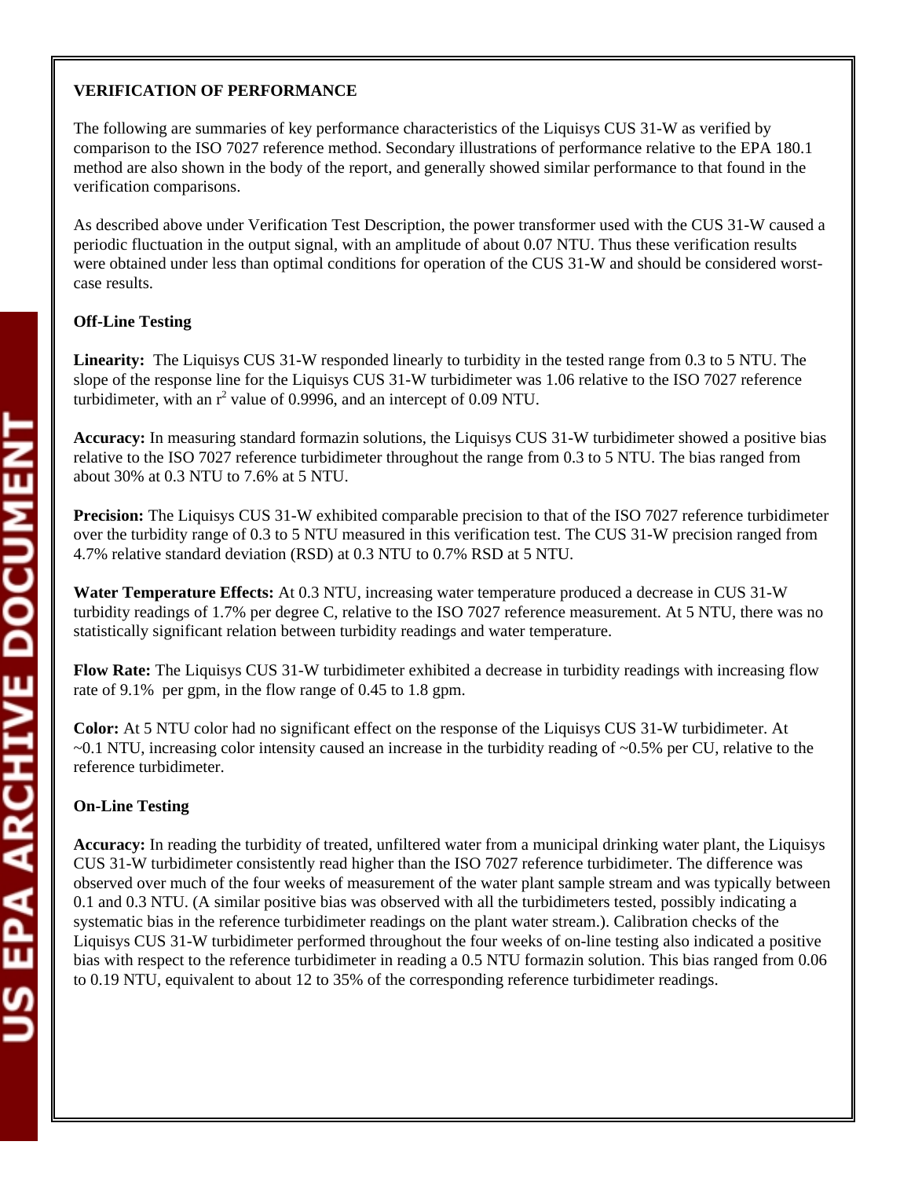## VERIFICATION OF PERFORMANCE

The following are summaries of key performance characteristics of the Liquisys CUS 31-W as verified by comparison to the ISO 7027 reference method. Secondary illustrations of performance relative to the EPA 180.1 method are also shown in the body of the report, and generally showed similar performance to that found in the verification comparisons.

As described above under Verification Test Description, the power transformer used with the CUS 31-W caused a periodic fluctuation in the output signal, with an amplitude of about 0.07 NTU. Thus these verification results were obtained under less than optimal conditions for operation of the CUS 31-W and should be considered worst-case results.

### Off-Line Testing

**Linearity:** The Liquisys CUS 31-W responded linearly to turbidity in the tested range from 0.3 to 5 NTU. The slope of the response line for the Liquisys CUS 31-W turbidimeter was 1.06 relative to the ISO 7027 reference turbidimeter, with an $r^2$ value of 0.9996, and an intercept of 0.09 NTU.

**Accuracy:** In measuring standard formazin solutions, the Liquisys CUS 31-W turbidimeter showed a positive bias relative to the ISO 7027 reference turbidimeter throughout the range from 0.3 to 5 NTU. The bias ranged from about 30% at 0.3 NTU to 7.6% at 5 NTU.

**Precision:** The Liquisys CUS 31-W exhibited comparable precision to that of the ISO 7027 reference turbidimeter over the turbidity range of 0.3 to 5 NTU measured in this verification test. The CUS 31-W precision ranged from 4.7% relative standard deviation (RSD) at 0.3 NTU to 0.7% RSD at 5 NTU.

**Water Temperature Effects:** At 0.3 NTU, increasing water temperature produced a decrease in CUS 31-W turbidity readings of 1.7% per degree C, relative to the ISO 7027 reference measurement. At 5 NTU, there was no statistically significant relation between turbidity readings and water temperature.

**Flow Rate:** The Liquisys CUS 31-W turbidimeter exhibited a decrease in turbidity readings with increasing flow rate of 9.1% per gpm, in the flow range of 0.45 to 1.8 gpm.

**Color:** At 5 NTU color had no significant effect on the response of the Liquisys CUS 31-W turbidimeter. At ~0.1 NTU, increasing color intensity caused an increase in the turbidity reading of ~0.5% per CU, relative to the reference turbidimeter.

### On-Line Testing

**Accuracy:** In reading the turbidity of treated, unfiltered water from a municipal drinking water plant, the Liquisys CUS 31-W turbidimeter consistently read higher than the ISO 7027 reference turbidimeter. The difference was observed over much of the four weeks of measurement of the water plant sample stream and was typically between 0.1 and 0.3 NTU. (A similar positive bias was observed with all the turbidimeters tested, possibly indicating a systematic bias in the reference turbidimeter readings on the plant water stream.). Calibration checks of the Liquisys CUS 31-W turbidimeter performed throughout the four weeks of on-line testing also indicated a positive bias with respect to the reference turbidimeter in reading a 0.5 NTU formazin solution. This bias ranged from 0.06 to 0.19 NTU, equivalent to about 12 to 35% of the corresponding reference turbidimeter readings.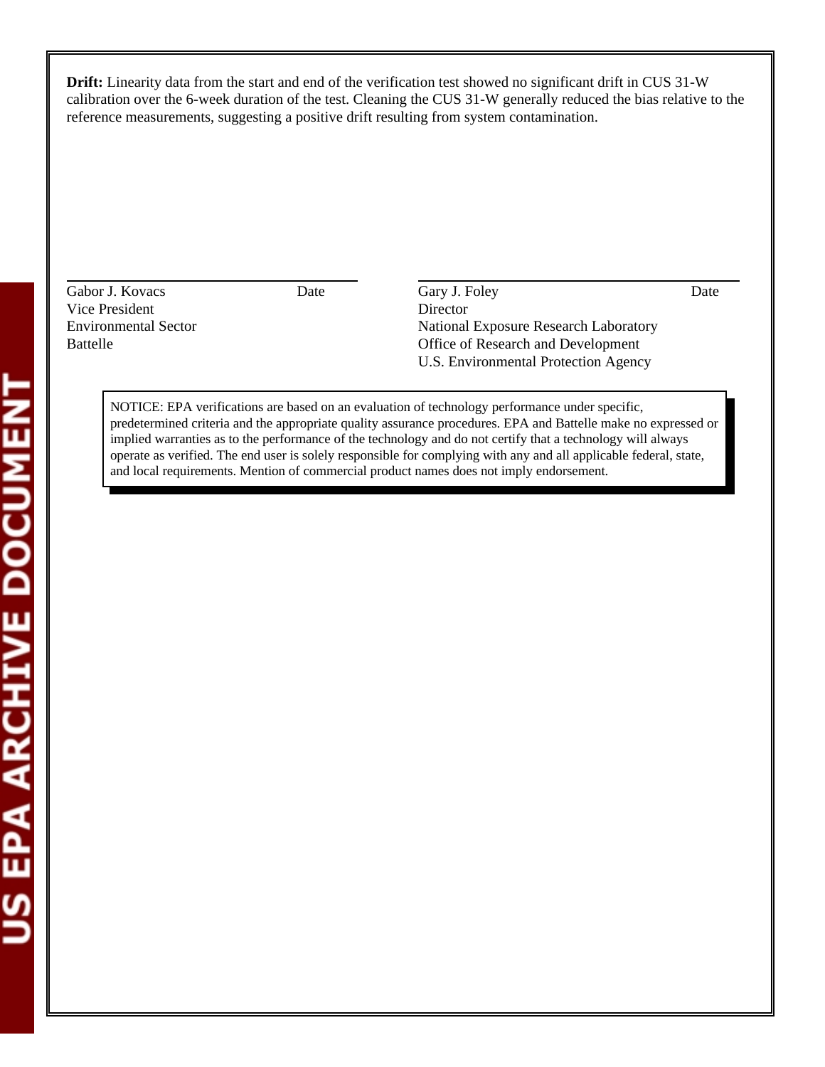**Drift:** Linearity data from the start and end of the verification test showed no significant drift in CUS 31-W calibration over the 6-week duration of the test. Cleaning the CUS 31-W generally reduced the bias relative to the reference measurements, suggesting a positive drift resulting from system contamination.

| | | | |
|---|---|---|---|
| Gabor J. Kovacs<br>Vice President<br>Environmental Sector<br>Battelle | Date | Gary J. Foley<br>Director<br>National Exposure Research Laboratory<br>Office of Research and Development<br>U.S. Environmental Protection Agency | Date |

NOTICE: EPA verifications are based on an evaluation of technology performance under specific, predetermined criteria and the appropriate quality assurance procedures. EPA and Battelle make no expressed or implied warranties as to the performance of the technology and do not certify that a technology will always operate as verified. The end user is solely responsible for complying with any and all applicable federal, state, and local requirements. Mention of commercial product names does not imply endorsement.